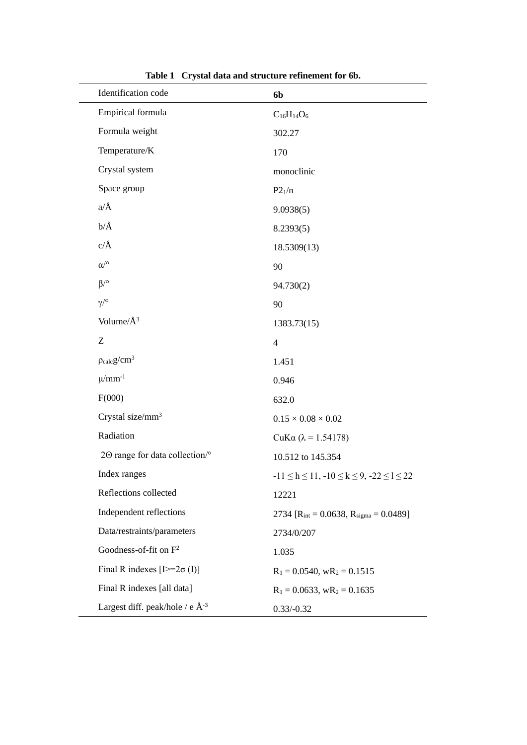**Table 1 Crystal data and structure refinement for 6b.**

| Identification code | **6b** |
|---|---|
| Empirical formula | $C_{16}H_{14}O_6$ |
| Formula weight | 302.27 |
| Temperature/K | 170 |
| Crystal system | monoclinic |
| Space group | $P2_1/n$ |
| a/Å | 9.0938(5) |
| b/Å | 8.2393(5) |
| c/Å | 18.5309(13) |
| α/° | 90 |
| β/° | 94.730(2) |
| γ/° | 90 |
| Volume/Å$^3$ | 1383.73(15) |
| Z | 4 |
| $\rho_{calc}$g/cm$^3$ | 1.451 |
| μ/mm$^{-1}$ | 0.946 |
| F(000) | 632.0 |
| Crystal size/mm$^3$ | 0.15 × 0.08 × 0.02 |
| Radiation | CuKα (λ = 1.54178) |
| 2Θ range for data collection/° | 10.512 to 145.354 |
| Index ranges | $-11 \le h \le 11$, $-10 \le k \le 9$, $-22 \le l \le 22$ |
| Reflections collected | 12221 |
| Independent reflections | 2734 [$R_{int}$ = 0.0638, $R_{sigma}$ = 0.0489] |
| Data/restraints/parameters | 2734/0/207 |
| Goodness-of-fit on $F^2$ | 1.035 |
| Final R indexes [I>=2σ (I)] | $R_1$ = 0.0540, $wR_2$ = 0.1515 |
| Final R indexes [all data] | $R_1$ = 0.0633, $wR_2$ = 0.1635 |
| Largest diff. peak/hole / e Å$^{-3}$ | 0.33/-0.32 |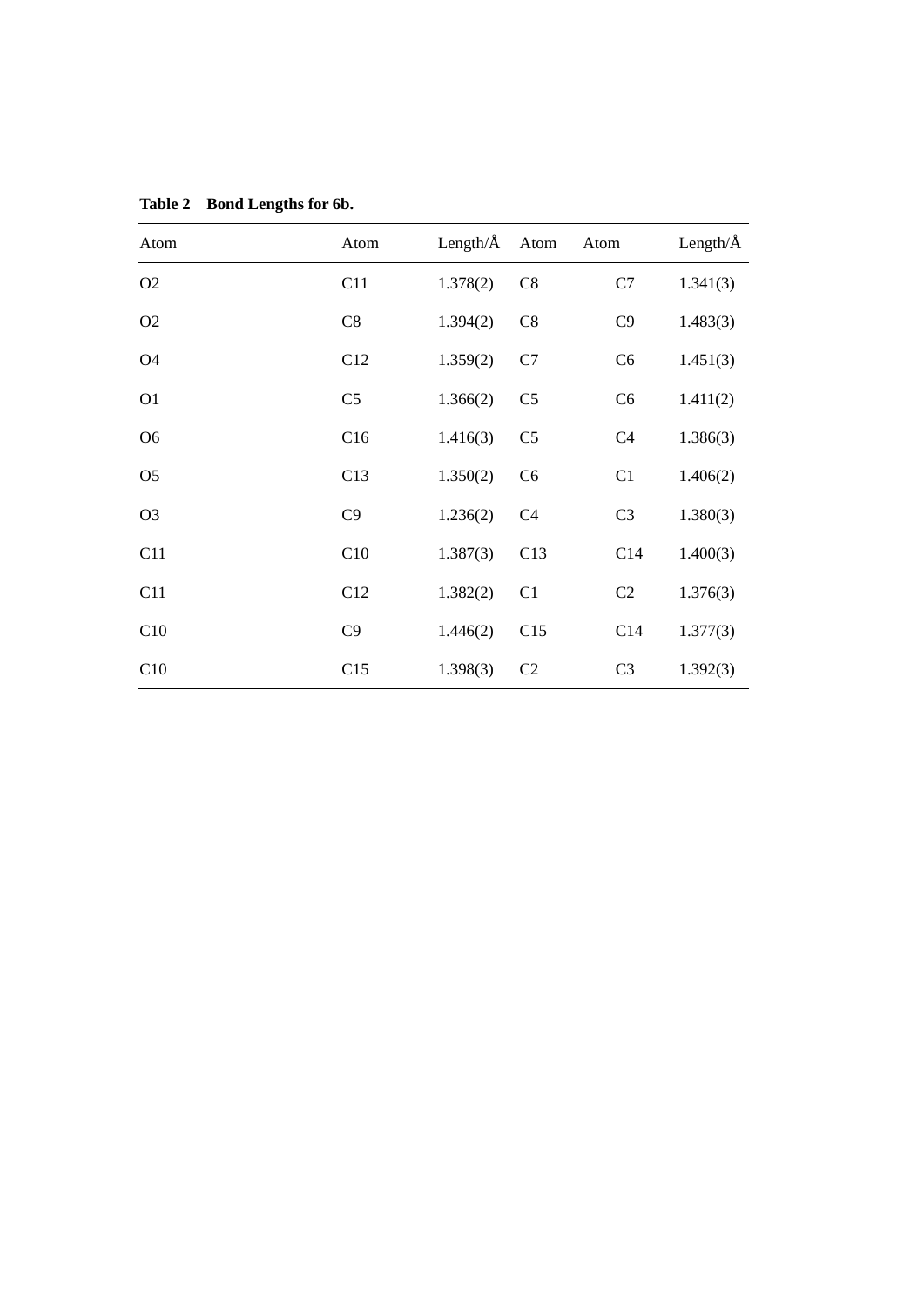**Table 2 Bond Lengths for 6b.**

| Atom | Atom | Length/Å | Atom | Atom | Length/Å |
|---|---|---|---|---|---|
| O2 | C11 | 1.378(2) | C8 | C7 | 1.341(3) |
| O2 | C8 | 1.394(2) | C8 | C9 | 1.483(3) |
| O4 | C12 | 1.359(2) | C7 | C6 | 1.451(3) |
| O1 | C5 | 1.366(2) | C5 | C6 | 1.411(2) |
| O6 | C16 | 1.416(3) | C5 | C4 | 1.386(3) |
| O5 | C13 | 1.350(2) | C6 | C1 | 1.406(2) |
| O3 | C9 | 1.236(2) | C4 | C3 | 1.380(3) |
| C11 | C10 | 1.387(3) | C13 | C14 | 1.400(3) |
| C11 | C12 | 1.382(2) | C1 | C2 | 1.376(3) |
| C10 | C9 | 1.446(2) | C15 | C14 | 1.377(3) |
| C10 | C15 | 1.398(3) | C2 | C3 | 1.392(3) |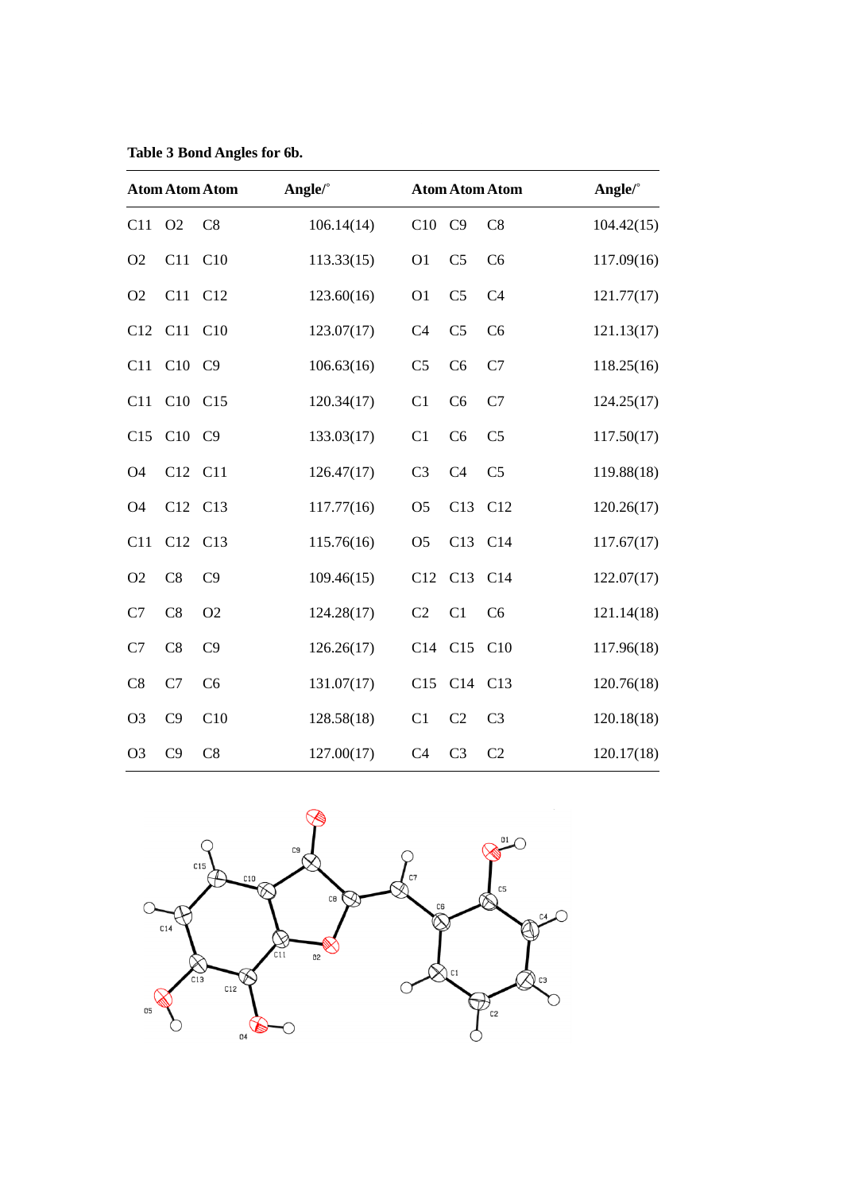**Table 3 Bond Angles for 6b.**

| Atom | Atom | Atom | Angle/° | Atom | Atom | Atom | Angle/° |
|---|---|---|---|---|---|---|---|
| C11 | O2 | C8 | 106.14(14) | C10 | C9 | C8 | 104.42(15) |
| O2 | C11 | C10 | 113.33(15) | O1 | C5 | C6 | 117.09(16) |
| O2 | C11 | C12 | 123.60(16) | O1 | C5 | C4 | 121.77(17) |
| C12 | C11 | C10 | 123.07(17) | C4 | C5 | C6 | 121.13(17) |
| C11 | C10 | C9 | 106.63(16) | C5 | C6 | C7 | 118.25(16) |
| C11 | C10 | C15 | 120.34(17) | C1 | C6 | C7 | 124.25(17) |
| C15 | C10 | C9 | 133.03(17) | C1 | C6 | C5 | 117.50(17) |
| O4 | C12 | C11 | 126.47(17) | C3 | C4 | C5 | 119.88(18) |
| O4 | C12 | C13 | 117.77(16) | O5 | C13 | C12 | 120.26(17) |
| C11 | C12 | C13 | 115.76(16) | O5 | C13 | C14 | 117.67(17) |
| O2 | C8 | C9 | 109.46(15) | C12 | C13 | C14 | 122.07(17) |
| C7 | C8 | O2 | 124.28(17) | C2 | C1 | C6 | 121.14(18) |
| C7 | C8 | C9 | 126.26(17) | C14 | C15 | C10 | 117.96(18) |
| C8 | C7 | C6 | 131.07(17) | C15 | C14 | C13 | 120.76(18) |
| O3 | C9 | C10 | 128.58(18) | C1 | C2 | C3 | 120.18(18) |
| O3 | C9 | C8 | 127.00(17) | C4 | C3 | C2 | 120.17(18) |

C9
C15
C10
C7
O1
C5
C8
C6
C4
C14
C11
O2
C1
C3
C13
C12
C2
O5
O4